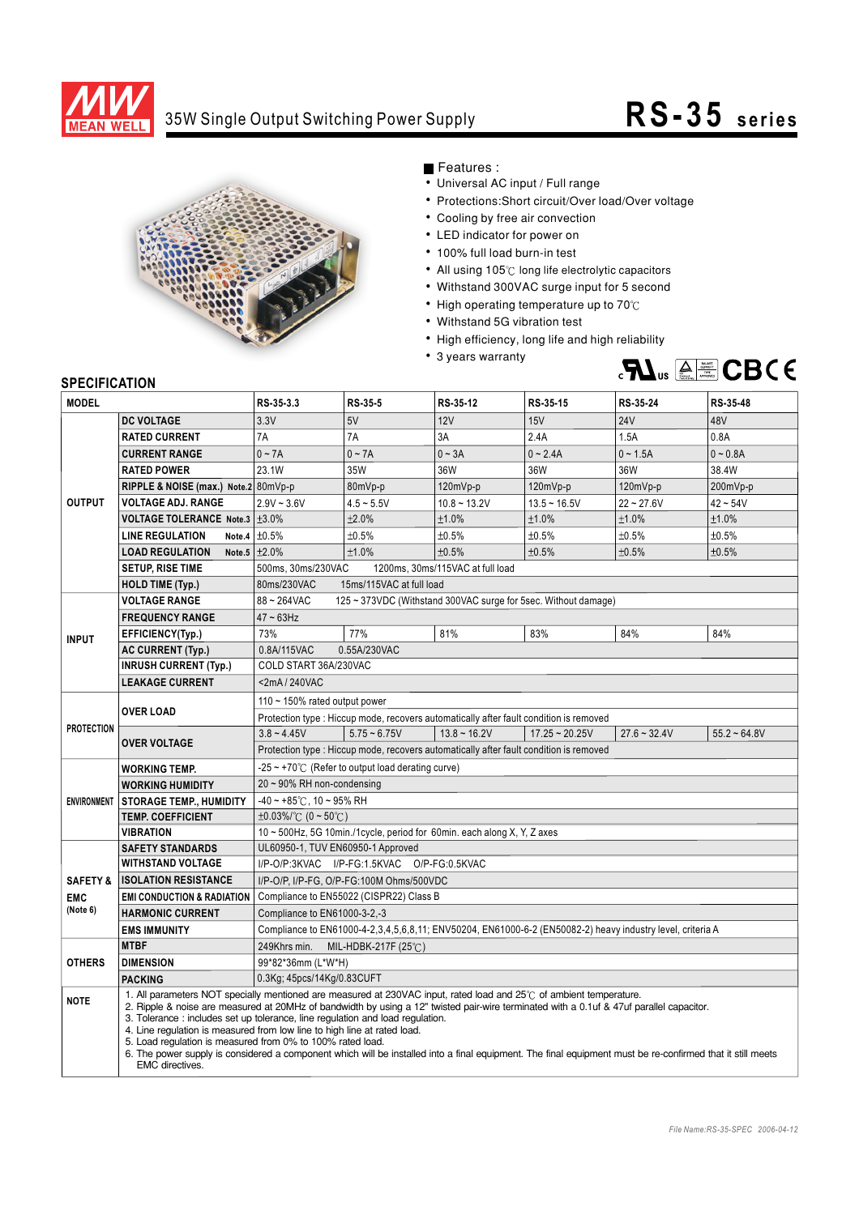# MEAN WELL

## 35W Single Output Switching Power Supply

# RS-35 series

■ Features :

- Universal AC input / Full range
- Protections:Short circuit/Over load/Over voltage
- Cooling by free air convection
- LED indicator for power on
- 100% full load burn-in test
- All using 105℃ long life electrolytic capacitors
- Withstand 300VAC surge input for 5 second
- High operating temperature up to 70℃
- Withstand 5G vibration test
- High efficiency, long life and high reliability
- 3 years warranty

## SPECIFICATION

| MODEL | | RS-35-3.3 | RS-35-5 | RS-35-12 | RS-35-15 | RS-35-24 | RS-35-48 |
|---|---|---|---|---|---|---|---|
| OUTPUT | DC VOLTAGE | 3.3V | 5V | 12V | 15V | 24V | 48V |
| | RATED CURRENT | 7A | 7A | 3A | 2.4A | 1.5A | 0.8A |
| | CURRENT RANGE | 0 ~ 7A | 0 ~ 7A | 0 ~ 3A | 0 ~ 2.4A | 0 ~ 1.5A | 0 ~ 0.8A |
| | RATED POWER | 23.1W | 35W | 36W | 36W | 36W | 38.4W |
| | RIPPLE & NOISE (max.) Note.2 | 80mVp-p | 80mVp-p | 120mVp-p | 120mVp-p | 120mVp-p | 200mVp-p |
| | VOLTAGE ADJ. RANGE | 2.9V ~ 3.6V | 4.5 ~ 5.5V | 10.8 ~ 13.2V | 13.5 ~ 16.5V | 22 ~ 27.6V | 42 ~ 54V |
| | VOLTAGE TOLERANCE Note.3 | ±3.0% | ±2.0% | ±1.0% | ±1.0% | ±1.0% | ±1.0% |
| | LINE REGULATION Note.4 | ±0.5% | ±0.5% | ±0.5% | ±0.5% | ±0.5% | ±0.5% |
| | LOAD REGULATION Note.5 | ±2.0% | ±1.0% | ±0.5% | ±0.5% | ±0.5% | ±0.5% |
| | SETUP, RISE TIME | 500ms, 30ms/230VAC 1200ms, 30ms/115VAC at full load | | | | | |
| | HOLD TIME (Typ.) | 80ms/230VAC 15ms/115VAC at full load | | | | | |
| INPUT | VOLTAGE RANGE | 88 ~ 264VAC 125 ~ 373VDC (Withstand 300VAC surge for 5sec. Without damage) | | | | | |
| | FREQUENCY RANGE | 47 ~ 63Hz | | | | | |
| | EFFICIENCY(Typ.) | 73% | 77% | 81% | 83% | 84% | 84% |
| | AC CURRENT (Typ.) | 0.8A/115VAC 0.55A/230VAC | | | | | |
| | INRUSH CURRENT (Typ.) | COLD START 36A/230VAC | | | | | |
| | LEAKAGE CURRENT | <2mA / 240VAC | | | | | |
| PROTECTION | OVER LOAD | 110 ~ 150% rated output power | | | | | |
| | | Protection type : Hiccup mode, recovers automatically after fault condition is removed | | | | | |
| | OVER VOLTAGE | 3.8 ~ 4.45V | 5.75 ~ 6.75V | 13.8 ~ 16.2V | 17.25 ~ 20.25V | 27.6 ~ 32.4V | 55.2 ~ 64.8V |
| | | Protection type : Hiccup mode, recovers automatically after fault condition is removed | | | | | |
| ENVIRONMENT | WORKING TEMP. | -25 ~ +70℃ (Refer to output load derating curve) | | | | | |
| | WORKING HUMIDITY | 20 ~ 90% RH non-condensing | | | | | |
| | STORAGE TEMP., HUMIDITY | -40 ~ +85℃, 10 ~ 95% RH | | | | | |
| | TEMP. COEFFICIENT | ±0.03%/℃ (0 ~ 50℃) | | | | | |
| | VIBRATION | 10 ~ 500Hz, 5G 10min./1cycle, period for 60min. each along X, Y, Z axes | | | | | |
| SAFETY & EMC (Note 6) | SAFETY STANDARDS | UL60950-1, TUV EN60950-1 Approved | | | | | |
| | WITHSTAND VOLTAGE | I/P-O/P:3KVAC I/P-FG:1.5KVAC O/P-FG:0.5KVAC | | | | | |
| | ISOLATION RESISTANCE | I/P-O/P, I/P-FG, O/P-FG:100M Ohms/500VDC | | | | | |
| | EMI CONDUCTION & RADIATION | Compliance to EN55022 (CISPR22) Class B | | | | | |
| | HARMONIC CURRENT | Compliance to EN61000-3-2,-3 | | | | | |
| | EMS IMMUNITY | Compliance to EN61000-4-2,3,4,5,6,8,11; ENV50204, EN61000-6-2 (EN50082-2) heavy industry level, criteria A | | | | | |
| OTHERS | MTBF | 249Khrs min. MIL-HDBK-217F (25℃) | | | | | |
| | DIMENSION | 99\*82\*36mm (L\*W\*H) | | | | | |
| | PACKING | 0.3Kg; 45pcs/14Kg/0.83CUFT | | | | | |

**NOTE**

1. All parameters NOT specially mentioned are measured at 230VAC input, rated load and 25℃ of ambient temperature.
2. Ripple & noise are measured at 20MHz of bandwidth by using a 12" twisted pair-wire terminated with a 0.1uf & 47uf parallel capacitor.
3. Tolerance : includes set up tolerance, line regulation and load regulation.
4. Line regulation is measured from low line to high line at rated load.
5. Load regulation is measured from 0% to 100% rated load.
6. The power supply is considered a component which will be installed into a final equipment. The final equipment must be re-confirmed that it still meets EMC directives.

File Name:RS-35-SPEC 2006-04-12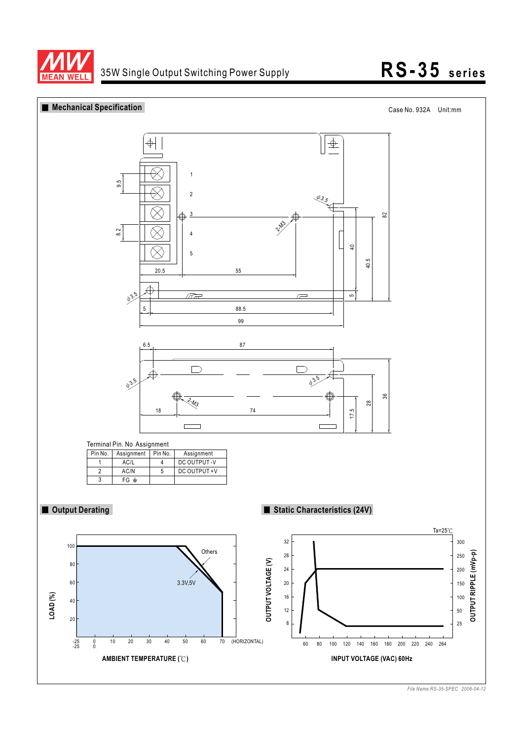# 35W Single Output Switching Power Supply

# RS-35 series

## Mechanical Specification

Case No. 932A Unit:mm

9.5
8.2
1
2
3
4
5
ϕ3.5
2-M3
82
40
40.5
20.5
55
ϕ3.5
5
5
88.5
99

6.5
87
ϕ3.5
ϕ3.5
2-M3
18
74
17.5
28
36

Terminal Pin. No Assignment

| Pin No. | Assignment | Pin No. | Assignment |
|---|---|---|---|
| 1 | AC/L | 4 | DC OUTPUT -V |
| 2 | AC/N | 5 | DC OUTPUT +V |
| 3 | FG ⏚ | | |

## Output Derating

LOAD (%)
100
80
60
40
20
Others
3.3V,5V
-25 -25
0 0
10
20
30
40
50
60
70 (HORIZONTAL)
AMBIENT TEMPERATURE (℃)

## Static Characteristics (24V)

Ta=25℃
OUTPUT VOLTAGE (V)
32
28
24
20
16
12
8
OUTPUT RIPPLE (mVp-p)
300
250
200
150
100
50
25
60 80 100 120 140 160 180 200 220 240 264
INPUT VOLTAGE (VAC) 60Hz

*File Name:RS-35-SPEC 2006-04-12*